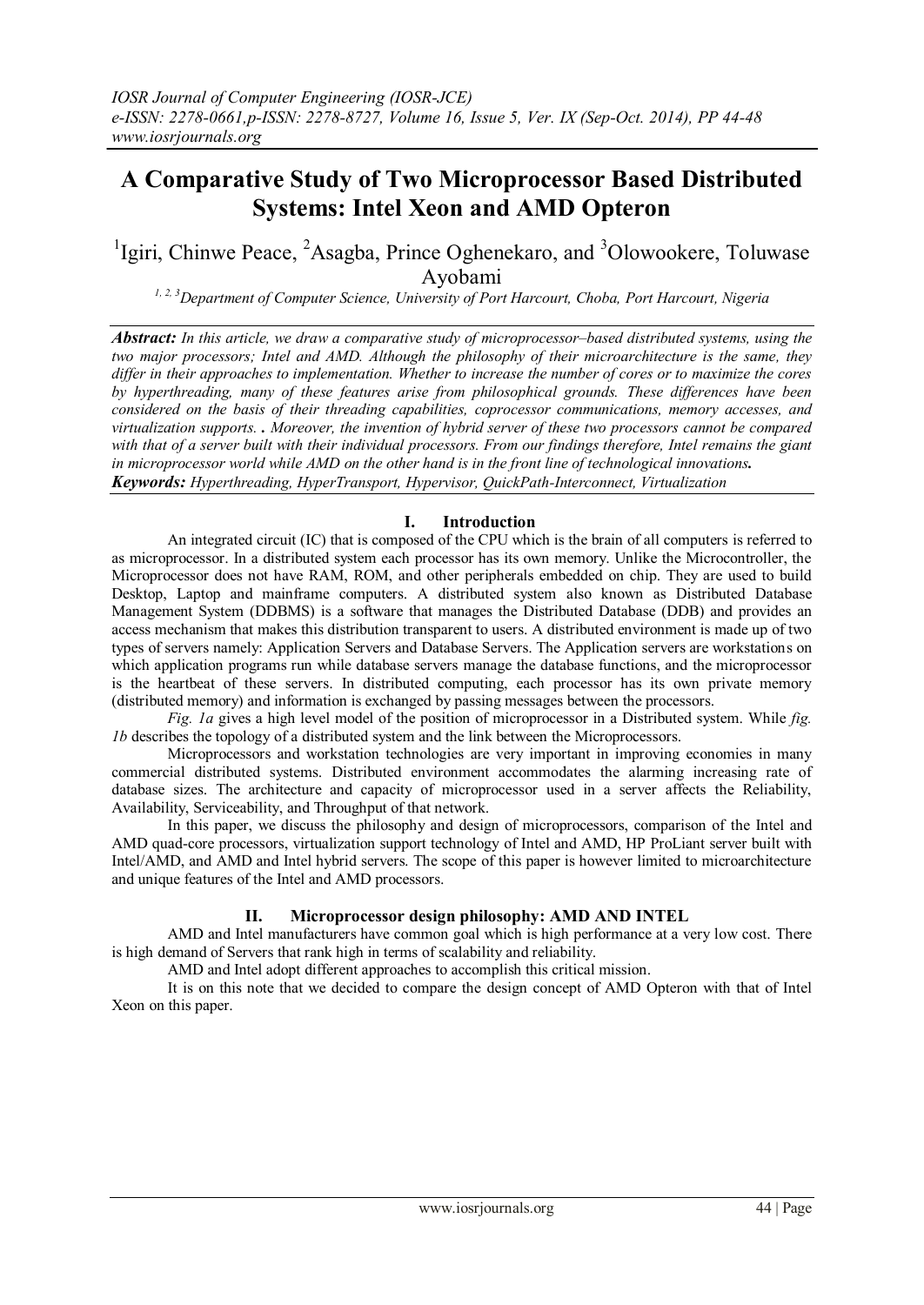# A Comparative Study of Two Microprocessor Based Distributed Systems: Intel Xeon and AMD Opteron

[1]Igiri, Chinwe Peace, [2]Asagba, Prince Oghenekaro, and [3]Olowookere, Toluwase Ayobami

*[1, 2, 3]Department of Computer Science, University of Port Harcourt, Choba, Port Harcourt, Nigeria*

***Abstract:*** *In this article, we draw a comparative study of microprocessor–based distributed systems, using the two major processors; Intel and AMD. Although the philosophy of their microarchitecture is the same, they differ in their approaches to implementation. Whether to increase the number of cores or to maximize the cores by hyperthreading, many of these features arise from philosophical grounds. These differences have been considered on the basis of their threading capabilities, coprocessor communications, memory accesses, and virtualization supports. . Moreover, the invention of hybrid server of these two processors cannot be compared with that of a server built with their individual processors. From our findings therefore, Intel remains the giant in microprocessor world while AMD on the other hand is in the front line of technological innovations.*

***Keywords:*** *Hyperthreading, HyperTransport, Hypervisor, QuickPath-Interconnect, Virtualization*

## I. Introduction

An integrated circuit (IC) that is composed of the CPU which is the brain of all computers is referred to as microprocessor. In a distributed system each processor has its own memory. Unlike the Microcontroller, the Microprocessor does not have RAM, ROM, and other peripherals embedded on chip. They are used to build Desktop, Laptop and mainframe computers. A distributed system also known as Distributed Database Management System (DDBMS) is a software that manages the Distributed Database (DDB) and provides an access mechanism that makes this distribution transparent to users. A distributed environment is made up of two types of servers namely: Application Servers and Database Servers. The Application servers are workstations on which application programs run while database servers manage the database functions, and the microprocessor is the heartbeat of these servers. In distributed computing, each processor has its own private memory (distributed memory) and information is exchanged by passing messages between the processors.

*Fig. 1a* gives a high level model of the position of microprocessor in a Distributed system. While *fig. 1b* describes the topology of a distributed system and the link between the Microprocessors.

Microprocessors and workstation technologies are very important in improving economies in many commercial distributed systems. Distributed environment accommodates the alarming increasing rate of database sizes. The architecture and capacity of microprocessor used in a server affects the Reliability, Availability, Serviceability, and Throughput of that network.

In this paper, we discuss the philosophy and design of microprocessors, comparison of the Intel and AMD quad-core processors, virtualization support technology of Intel and AMD, HP ProLiant server built with Intel/AMD, and AMD and Intel hybrid servers. The scope of this paper is however limited to microarchitecture and unique features of the Intel and AMD processors.

## II. Microprocessor design philosophy: AMD AND INTEL

AMD and Intel manufacturers have common goal which is high performance at a very low cost. There is high demand of Servers that rank high in terms of scalability and reliability.

AMD and Intel adopt different approaches to accomplish this critical mission.

It is on this note that we decided to compare the design concept of AMD Opteron with that of Intel Xeon on this paper.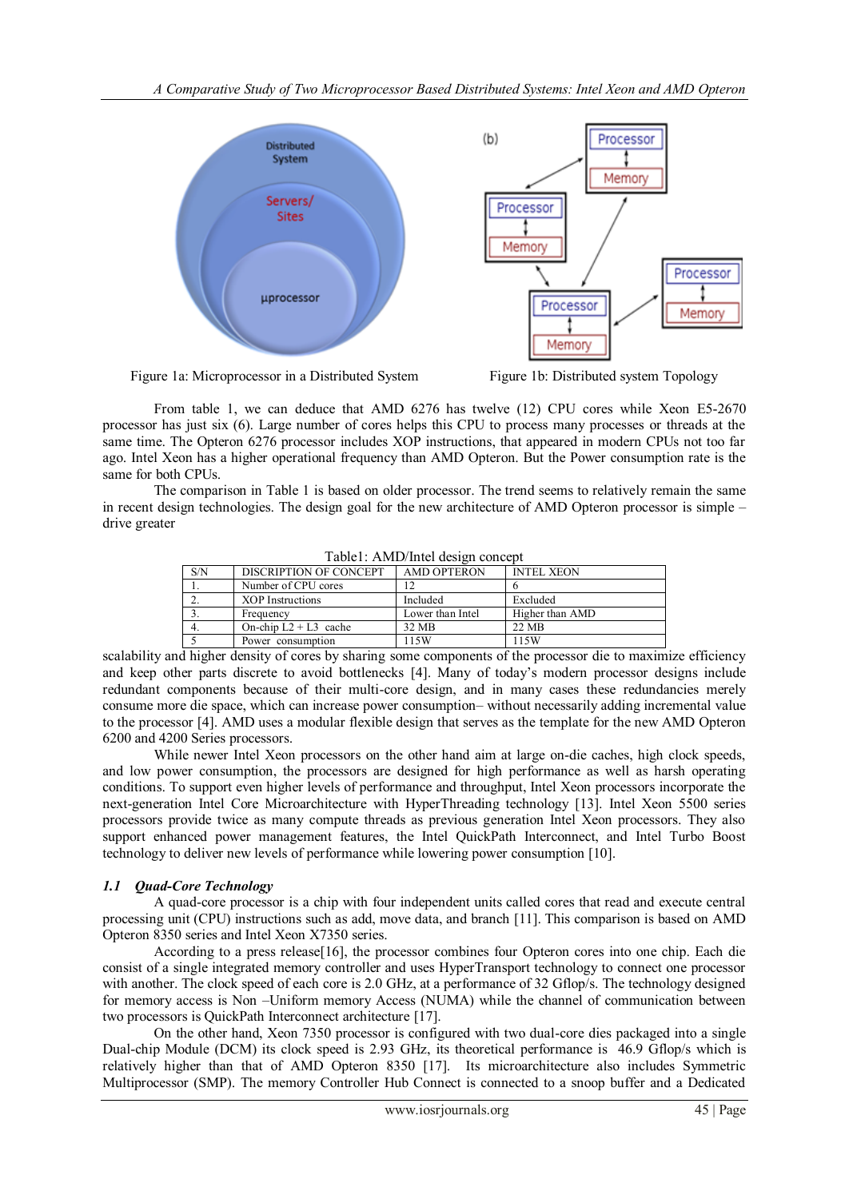Figure 1a: Microprocessor in a Distributed System

Figure 1b: Distributed system Topology

From table 1, we can deduce that AMD 6276 has twelve (12) CPU cores while Xeon E5-2670 processor has just six (6). Large number of cores helps this CPU to process many processes or threads at the same time. The Opteron 6276 processor includes XOP instructions, that appeared in modern CPUs not too far ago. Intel Xeon has a higher operational frequency than AMD Opteron. But the Power consumption rate is the same for both CPUs.

The comparison in Table 1 is based on older processor. The trend seems to relatively remain the same in recent design technologies. The design goal for the new architecture of AMD Opteron processor is simple – drive greater

Table1: AMD/Intel design concept

| S/N | DISCRIPTION OF CONCEPT | AMD OPTERON | INTEL XEON |
|---|---|---|---|
| 1. | Number of CPU cores | 12 | 6 |
| 2. | XOP Instructions | Included | Excluded |
| 3. | Frequency | Lower than Intel | Higher than AMD |
| 4. | On-chip L2 + L3 cache | 32 MB | 22 MB |
| 5 | Power consumption | 115W | 115W |

scalability and higher density of cores by sharing some components of the processor die to maximize efficiency and keep other parts discrete to avoid bottlenecks [4]. Many of today's modern processor designs include redundant components because of their multi-core design, and in many cases these redundancies merely consume more die space, which can increase power consumption– without necessarily adding incremental value to the processor [4]. AMD uses a modular flexible design that serves as the template for the new AMD Opteron 6200 and 4200 Series processors.

While newer Intel Xeon processors on the other hand aim at large on-die caches, high clock speeds, and low power consumption, the processors are designed for high performance as well as harsh operating conditions. To support even higher levels of performance and throughput, Intel Xeon processors incorporate the next-generation Intel Core Microarchitecture with HyperThreading technology [13]. Intel Xeon 5500 series processors provide twice as many compute threads as previous generation Intel Xeon processors. They also support enhanced power management features, the Intel QuickPath Interconnect, and Intel Turbo Boost technology to deliver new levels of performance while lowering power consumption [10].

### *1.1 Quad-Core Technology*

A quad-core processor is a chip with four independent units called cores that read and execute central processing unit (CPU) instructions such as add, move data, and branch [11]. This comparison is based on AMD Opteron 8350 series and Intel Xeon X7350 series.

According to a press release[16], the processor combines four Opteron cores into one chip. Each die consist of a single integrated memory controller and uses HyperTransport technology to connect one processor with another. The clock speed of each core is 2.0 GHz, at a performance of 32 Gflop/s. The technology designed for memory access is Non –Uniform memory Access (NUMA) while the channel of communication between two processors is QuickPath Interconnect architecture [17].

On the other hand, Xeon 7350 processor is configured with two dual-core dies packaged into a single Dual-chip Module (DCM) its clock speed is 2.93 GHz, its theoretical performance is 46.9 Gflop/s which is relatively higher than that of AMD Opteron 8350 [17]. Its microarchitecture also includes Symmetric Multiprocessor (SMP). The memory Controller Hub Connect is connected to a snoop buffer and a Dedicated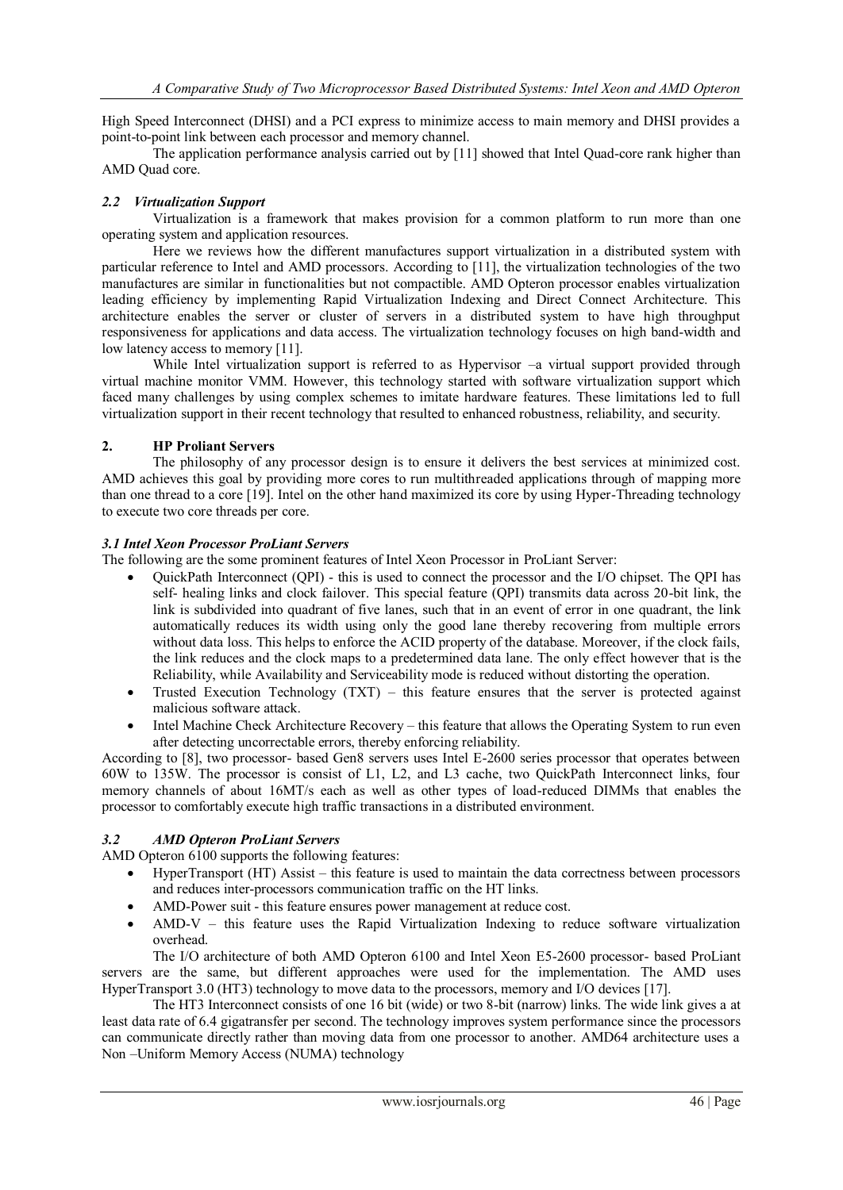High Speed Interconnect (DHSI) and a PCI express to minimize access to main memory and DHSI provides a point-to-point link between each processor and memory channel.

The application performance analysis carried out by [11] showed that Intel Quad-core rank higher than AMD Quad core.

### *2.2 Virtualization Support*

Virtualization is a framework that makes provision for a common platform to run more than one operating system and application resources.

Here we reviews how the different manufactures support virtualization in a distributed system with particular reference to Intel and AMD processors. According to [11], the virtualization technologies of the two manufactures are similar in functionalities but not compactible. AMD Opteron processor enables virtualization leading efficiency by implementing Rapid Virtualization Indexing and Direct Connect Architecture. This architecture enables the server or cluster of servers in a distributed system to have high throughput responsiveness for applications and data access. The virtualization technology focuses on high band-width and low latency access to memory [11].

While Intel virtualization support is referred to as Hypervisor –a virtual support provided through virtual machine monitor VMM. However, this technology started with software virtualization support which faced many challenges by using complex schemes to imitate hardware features. These limitations led to full virtualization support in their recent technology that resulted to enhanced robustness, reliability, and security.

## 2. HP Proliant Servers

The philosophy of any processor design is to ensure it delivers the best services at minimized cost. AMD achieves this goal by providing more cores to run multithreaded applications through of mapping more than one thread to a core [19]. Intel on the other hand maximized its core by using Hyper-Threading technology to execute two core threads per core.

### *3.1 Intel Xeon Processor ProLiant Servers*

The following are the some prominent features of Intel Xeon Processor in ProLiant Server:

- QuickPath Interconnect (QPI) - this is used to connect the processor and the I/O chipset. The QPI has self- healing links and clock failover. This special feature (QPI) transmits data across 20-bit link, the link is subdivided into quadrant of five lanes, such that in an event of error in one quadrant, the link automatically reduces its width using only the good lane thereby recovering from multiple errors without data loss. This helps to enforce the ACID property of the database. Moreover, if the clock fails, the link reduces and the clock maps to a predetermined data lane. The only effect however that is the Reliability, while Availability and Serviceability mode is reduced without distorting the operation.
- Trusted Execution Technology (TXT) – this feature ensures that the server is protected against malicious software attack.
- Intel Machine Check Architecture Recovery – this feature that allows the Operating System to run even after detecting uncorrectable errors, thereby enforcing reliability.

According to [8], two processor- based Gen8 servers uses Intel E-2600 series processor that operates between 60W to 135W. The processor is consist of L1, L2, and L3 cache, two QuickPath Interconnect links, four memory channels of about 16MT/s each as well as other types of load-reduced DIMMs that enables the processor to comfortably execute high traffic transactions in a distributed environment.

### *3.2 AMD Opteron ProLiant Servers*

AMD Opteron 6100 supports the following features:

- HyperTransport (HT) Assist – this feature is used to maintain the data correctness between processors and reduces inter-processors communication traffic on the HT links.
- AMD-Power suit - this feature ensures power management at reduce cost.
- AMD-V – this feature uses the Rapid Virtualization Indexing to reduce software virtualization overhead.

The I/O architecture of both AMD Opteron 6100 and Intel Xeon E5-2600 processor- based ProLiant servers are the same, but different approaches were used for the implementation. The AMD uses HyperTransport 3.0 (HT3) technology to move data to the processors, memory and I/O devices [17].

The HT3 Interconnect consists of one 16 bit (wide) or two 8-bit (narrow) links. The wide link gives a at least data rate of 6.4 gigatransfer per second. The technology improves system performance since the processors can communicate directly rather than moving data from one processor to another. AMD64 architecture uses a Non –Uniform Memory Access (NUMA) technology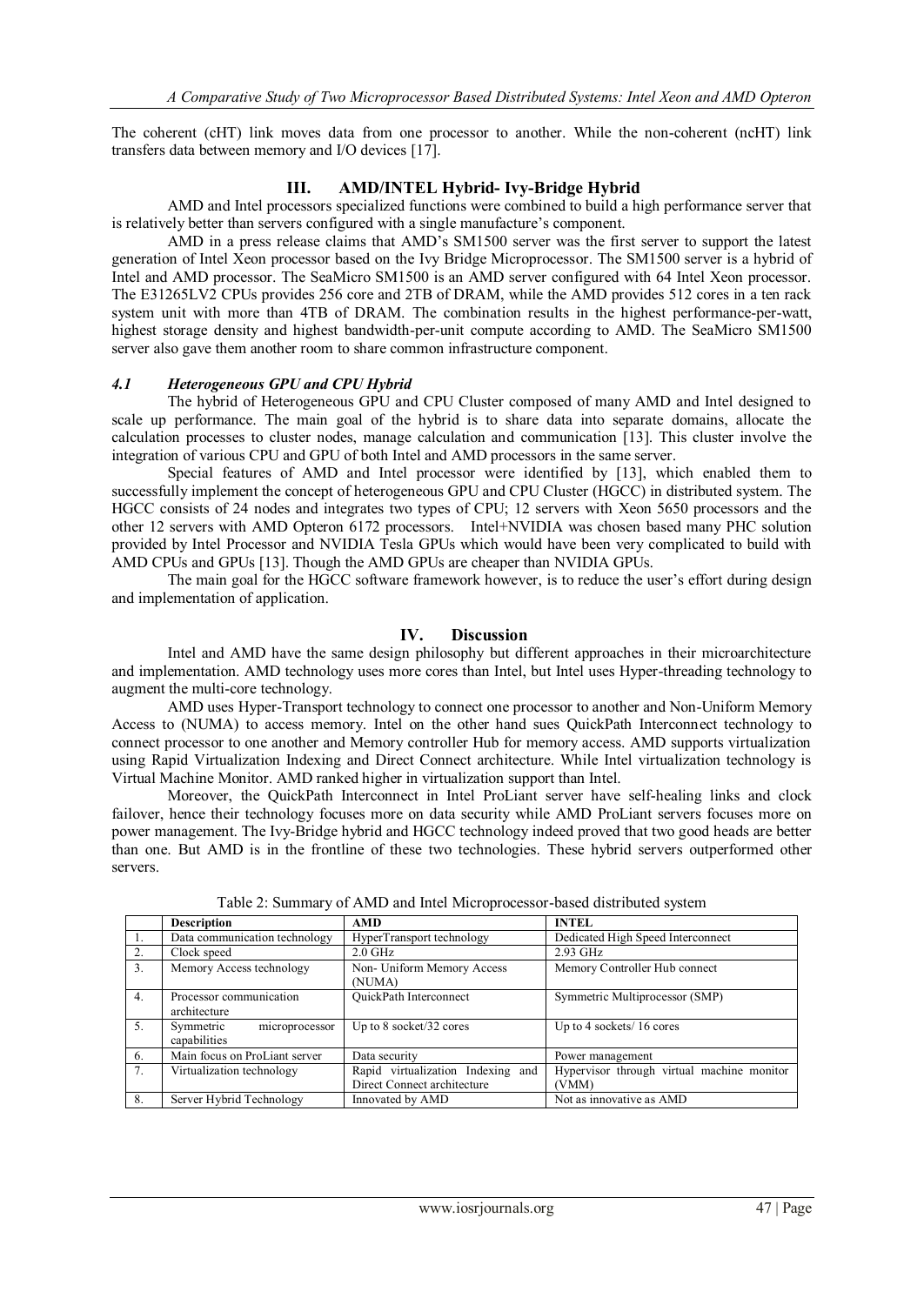The coherent (cHT) link moves data from one processor to another. While the non-coherent (ncHT) link transfers data between memory and I/O devices [17].

## III. AMD/INTEL Hybrid- Ivy-Bridge Hybrid

AMD and Intel processors specialized functions were combined to build a high performance server that is relatively better than servers configured with a single manufacture's component.

AMD in a press release claims that AMD's SM1500 server was the first server to support the latest generation of Intel Xeon processor based on the Ivy Bridge Microprocessor. The SM1500 server is a hybrid of Intel and AMD processor. The SeaMicro SM1500 is an AMD server configured with 64 Intel Xeon processor. The E31265LV2 CPUs provides 256 core and 2TB of DRAM, while the AMD provides 512 cores in a ten rack system unit with more than 4TB of DRAM. The combination results in the highest performance-per-watt, highest storage density and highest bandwidth-per-unit compute according to AMD. The SeaMicro SM1500 server also gave them another room to share common infrastructure component.

### *4.1 Heterogeneous GPU and CPU Hybrid*

The hybrid of Heterogeneous GPU and CPU Cluster composed of many AMD and Intel designed to scale up performance. The main goal of the hybrid is to share data into separate domains, allocate the calculation processes to cluster nodes, manage calculation and communication [13]. This cluster involve the integration of various CPU and GPU of both Intel and AMD processors in the same server.

Special features of AMD and Intel processor were identified by [13], which enabled them to successfully implement the concept of heterogeneous GPU and CPU Cluster (HGCC) in distributed system. The HGCC consists of 24 nodes and integrates two types of CPU; 12 servers with Xeon 5650 processors and the other 12 servers with AMD Opteron 6172 processors. Intel+NVIDIA was chosen based many PHC solution provided by Intel Processor and NVIDIA Tesla GPUs which would have been very complicated to build with AMD CPUs and GPUs [13]. Though the AMD GPUs are cheaper than NVIDIA GPUs.

The main goal for the HGCC software framework however, is to reduce the user's effort during design and implementation of application.

## IV. Discussion

Intel and AMD have the same design philosophy but different approaches in their microarchitecture and implementation. AMD technology uses more cores than Intel, but Intel uses Hyper-threading technology to augment the multi-core technology.

AMD uses Hyper-Transport technology to connect one processor to another and Non-Uniform Memory Access to (NUMA) to access memory. Intel on the other hand sues QuickPath Interconnect technology to connect processor to one another and Memory controller Hub for memory access. AMD supports virtualization using Rapid Virtualization Indexing and Direct Connect architecture. While Intel virtualization technology is Virtual Machine Monitor. AMD ranked higher in virtualization support than Intel.

Moreover, the QuickPath Interconnect in Intel ProLiant server have self-healing links and clock failover, hence their technology focuses more on data security while AMD ProLiant servers focuses more on power management. The Ivy-Bridge hybrid and HGCC technology indeed proved that two good heads are better than one. But AMD is in the frontline of these two technologies. These hybrid servers outperformed other servers.

Table 2: Summary of AMD and Intel Microprocessor-based distributed system

| | Description | AMD | INTEL |
|---|---|---|---|
| 1. | Data communication technology | HyperTransport technology | Dedicated High Speed Interconnect |
| 2. | Clock speed | 2.0 GHz | 2.93 GHz |
| 3. | Memory Access technology | Non- Uniform Memory Access (NUMA) | Memory Controller Hub connect |
| 4. | Processor communication architecture | QuickPath Interconnect | Symmetric Multiprocessor (SMP) |
| 5. | Symmetric microprocessor capabilities | Up to 8 socket/32 cores | Up to 4 sockets/ 16 cores |
| 6. | Main focus on ProLiant server | Data security | Power management |
| 7. | Virtualization technology | Rapid virtualization Indexing and Direct Connect architecture | Hypervisor through virtual machine monitor (VMM) |
| 8. | Server Hybrid Technology | Innovated by AMD | Not as innovative as AMD |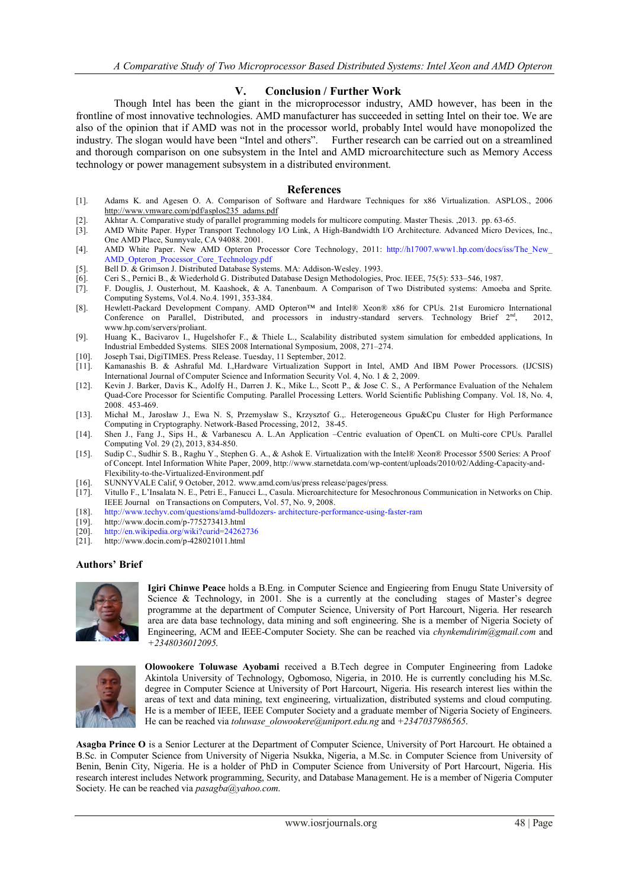## V. Conclusion / Further Work

Though Intel has been the giant in the microprocessor industry, AMD however, has been in the frontline of most innovative technologies. AMD manufacturer has succeeded in setting Intel on their toe. We are also of the opinion that if AMD was not in the processor world, probably Intel would have monopolized the industry. The slogan would have been "Intel and others". Further research can be carried out on a streamlined and thorough comparison on one subsystem in the Intel and AMD microarchitecture such as Memory Access technology or power management subsystem in a distributed environment.

## References

[1]. Adams K. and Agesen O. A. Comparison of Software and Hardware Techniques for x86 Virtualization. ASPLOS., 2006 http://www.vmware.com/pdf/asplos235_adams.pdf

[2]. Akhtar A. Comparative study of parallel programming models for multicore computing. Master Thesis. ,2013. pp. 63-65.

[3]. AMD White Paper. Hyper Transport Technology I/O Link, A High-Bandwidth I/O Architecture. Advanced Micro Devices, Inc., One AMD Place, Sunnyvale, CA 94088. 2001.

[4]. AMD White Paper. New AMD Opteron Processor Core Technology, 2011: http://h17007.www1.hp.com/docs/iss/The_New_AMD_Opteron_Processor_Core_Technology.pdf

[5]. Bell D. & Grimson J. Distributed Database Systems. MA: Addison-Wesley. 1993.

[6]. Ceri S., Pernici B., & Wiederhold G. Distributed Database Design Methodologies, Proc. IEEE, 75(5): 533–546, 1987.

[7]. F. Douglis, J. Ousterhout, M. Kaashoek, & A. Tanenbaum. A Comparison of Two Distributed systems: Amoeba and Sprite. Computing Systems, Vol.4. No.4. 1991, 353-384.

[8]. Hewlett-Packard Development Company. AMD Opteron™ and Intel® Xeon® x86 for CPUs. 21st Euromicro International Conference on Parallel, Distributed, and processors in industry-standard servers. Technology Brief 2nd, 2012, www.hp.com/servers/proliant.

[9]. Huang K., Bacivarov I., Hugelshofer F., & Thiele L., Scalability distributed system simulation for embedded applications, In Industrial Embedded Systems. SIES 2008 International Symposium, 2008, 271–274.

[10]. Joseph Tsai, DigiTIMES. Press Release. Tuesday, 11 September, 2012.

[11]. Kamanashis B. & Ashraful Md. I.,Hardware Virtualization Support in Intel, AMD And IBM Power Processors. (IJCSIS) International Journal of Computer Science and Information Security Vol. 4, No. 1 & 2, 2009.

[12]. Kevin J. Barker, Davis K., Adolfy H., Darren J. K., Mike L., Scott P., & Jose C. S., A Performance Evaluation of the Nehalem Quad-Core Processor for Scientific Computing. Parallel Processing Letters. World Scientific Publishing Company. Vol. 18, No. 4, 2008. 453-469.

[13]. Michał M., Jarosław J., Ewa N. S, Przemysław S., Krzysztof G.,. Heterogeneous Gpu&Cpu Cluster for High Performance Computing in Cryptography. Network-Based Processing, 2012, 38-45.

[14]. Shen J., Fang J., Sips H., & Varbanescu A. L.An Application –Centric evaluation of OpenCL on Multi-core CPUs. Parallel Computing Vol. 29 (2), 2013, 834-850.

[15]. Sudip C., Sudhir S. B., Raghu Y., Stephen G. A., & Ashok E. Virtualization with the Intel® Xeon® Processor 5500 Series: A Proof of Concept. Intel Information White Paper, 2009, http://www.starnetdata.com/wp-content/uploads/2010/02/Adding-Capacity-and-Flexibility-to-the-Virtualized-Environment.pdf

[16]. SUNNYVALE Calif, 9 October, 2012. www.amd.com/us/press release/pages/press.

[17]. Vitullo F., L'Insalata N. E., Petri E., Fanucci L., Casula. Microarchitecture for Mesochronous Communication in Networks on Chip. IEEE Journal on Transactions on Computers, Vol. 57, No. 9, 2008.

[18]. http://www.techyv.com/questions/amd-bulldozers- architecture-performance-using-faster-ram

[19]. http://www.docin.com/p-775273413.html

[20]. http://en.wikipedia.org/wiki?curid=24262736

[21]. http://www.docin.com/p-428021011.html

### Authors' Brief

**Igiri Chinwe Peace** holds a B.Eng. in Computer Science and Engieering from Enugu State University of Science & Technology, in 2001. She is a currently at the concluding stages of Master's degree programme at the department of Computer Science, University of Port Harcourt, Nigeria. Her research area are data base technology, data mining and soft engineering. She is a member of Nigeria Society of Engineering, ACM and IEEE-Computer Society. She can be reached via *chynkemdirim@gmail.com* and *+2348036012095*.

**Olowookere Toluwase Ayobami** received a B.Tech degree in Computer Engineering from Ladoke Akintola University of Technology, Ogbomoso, Nigeria, in 2010. He is currently concluding his M.Sc. degree in Computer Science at University of Port Harcourt, Nigeria. His research interest lies within the areas of text and data mining, text engineering, virtualization, distributed systems and cloud computing. He is a member of IEEE, IEEE Computer Society and a graduate member of Nigeria Society of Engineers. He can be reached via *toluwase_olowookere@uniport.edu.ng* and *+2347037986565*.

**Asagba Prince O** is a Senior Lecturer at the Department of Computer Science, University of Port Harcourt. He obtained a B.Sc. in Computer Science from University of Nigeria Nsukka, Nigeria, a M.Sc. in Computer Science from University of Benin, Benin City, Nigeria. He is a holder of PhD in Computer Science from University of Port Harcourt. His research interest includes Network programming, Security, and Database Management. He is a member of Nigeria Computer Society. He can be reached via *pasagba@yahoo.com*.